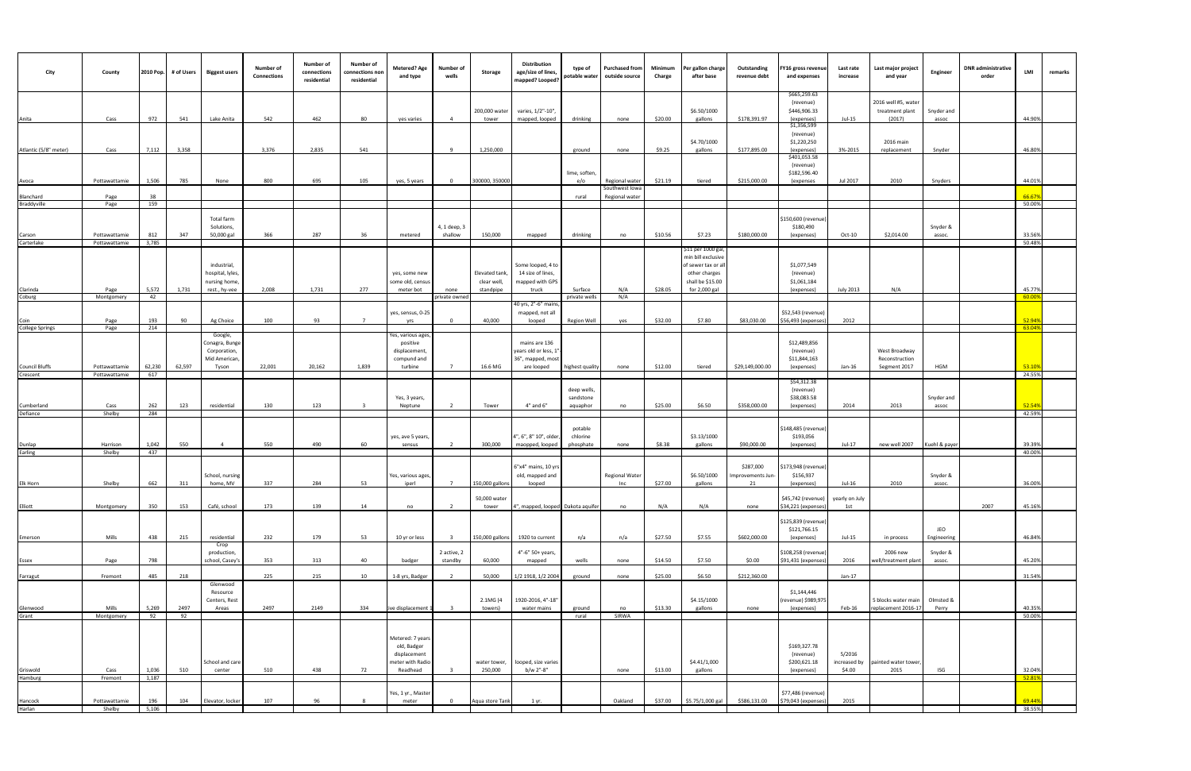| City | County | 2010 Pop. | # of Users | Biggest users | Number of Connections | Number of connections residential | Number of connections non residential | Metered? Age and type | Number of wells | Storage | Distribution age/size of lines, mapped? Looped? | type of potable water | Purchased from outside source | Minimum Charge | Per gallon charge after base | Outstanding revenue debt | FY16 gross revenue and expenses | Last rate increase | Last major project and year | Engineer | DNR administrative order | LMI | remarks |
|---|---|---|---|---|---|---|---|---|---|---|---|---|---|---|---|---|---|---|---|---|---|---|---|
| Anita | Cass | 972 | 541 | Lake Anita | 542 | 462 | 80 | yes varies | 4 | 200,000 water tower | varies, 1/2"-10", mapped, looped | drinking | none | $20.00 | $6.50/1000 gallons | $178,391.97 | $665,259.63 (revenue) $446,906.33 (expenses) | Jul-15 | 2016 well #5, water treatment plant (2017) | Snyder and assoc | | 44.90% | |
| Atlantic (5/8" meter) | Cass | 7,112 | 3,358 | | 3,376 | 2,835 | 541 | | 9 | 1,250,000 | | ground | none | $9.25 | $4.70/1000 gallons | $177,895.00 | $1,356,599 (revenue) $1,220,250 (expenses) | 3%-2015 | 2016 main replacement | Snyder | | 46.80% | |
| Avoca | Pottawattamie | 1,506 | 785 | None | 800 | 695 | 105 | yes, 5 years | 0 | 300000, 350000 | | lime, soften, e/o | Regional water | $21.19 | tiered | $215,000.00 | $401,053.58 (revenue) $182,596.40 (expenses | Jul 2017 | 2010 | Snyders | | 44.01% | |
| Blanchard | Page | 38 | | | | | | | | | | rural | Southwest Iowa Regional water | | | | | | | | | 66.67% | |
| Braddyville | Page | 159 | | | | | | | | | | | | | | | | | | | | 50.00% | |
| Carson | Pottawattamie | 812 | 347 | Total farm Solutions, 50,000 gal | 366 | 287 | 36 | metered | 4, 1 deep, 3 shallow | 150,000 | mapped | drinking | no | $10.56 | $7.23 | $180,000.00 | $150,600 (revenue) $180,490 (expenses) | Oct-10 | $2,014.00 | Snyder & assoc. | | 33.56% | |
| Carterlake | Pottawattamie | 3,785 | | | | | | | | | | | | | | | | | | | | 50.48% | |
| Clarinda | Page | 5,572 | 1,731 | industrial, hospital, lyles, nursing home, rest., hy-vee | 2,008 | 1,731 | 277 | yes, some new some old, census meter bot | none | Elevated tank, clear well, standpipe | Some looped, 4 to 14 size of lines, mapped with GPS truck | Surface | N/A | $28.05 | $11 per 1000 gal, min bill exclusive of sewer tax or all other charges shall be $15.00 for 2,000 gal | | $1,077,549 (revenue) $1,061,184 (expenses) | July 2013 | N/A | | | 45.77% | |
| Coburg | Montgomery | 42 | | | | | | | private owned | | | private wells | N/A | | | | | | | | | 60.00% | |
| Coin | Page | 193 | 90 | Ag Choice | 100 | 93 | 7 | yes, sensus, 0-25 yrs | 0 | 40,000 | 40 yrs, 2"-6" mains, mapped, not all looped | Region Well | yes | $32.00 | $7.80 | $83,030.00 | $52,543 (revenue) $56,493 (expenses) | 2012 | | | | 52.94% | |
| College Springs | Page | 214 | | | | | | | | | | | | | | | | | | | | 63.04% | |
| Council Bluffs | Pottawattamie | 62,230 | 62,597 | Google, Conagra, Bunge Corporation, Mid American, Tyson | 22,001 | 20,162 | 1,839 | Yes, various ages, positive displacement, compund and turbine | 7 | 16.6 MG | mains are 136 years old or less, 1" 36", mapped, most are looped | highest quality | none | $12.00 | tiered | $29,149,000.00 | $12,489,856 (revenue) $11,844,163 (expenses) | Jan-16 | West Broadway Reconstruction Segment 2017 | HGM | | 53.10% | |
| Crescent | Pottawattamie | 617 | | | | | | | | | | | | | | | | | | | | 24.55% | |
| Cumberland | Cass | 262 | 123 | residential | 130 | 123 | 3 | Yes, 3 years, Neptune | 2 | Tower | 4" and 6" | deep wells, sandstone aquaphor | no | $25.00 | $6.50 | $358,000.00 | $54,312.38 (revenue) $38,083.58 (expenses) | 2014 | 2013 | Snyder and assoc | | 52.54% | |
| Defiance | Shelby | 284 | | | | | | | | | | | | | | | | | | | | 42.59% | |
| Dunlap | Harrison | 1,042 | 550 | 4 | 550 | 490 | 60 | yes, ave 5 years, sensus | 2 | 300,000 | 4", 6", 8" 10", older, maopped, looped | potable chlorine phosphate | none | $8.38 | $3.13/1000 gallons | $90,000.00 | $148,485 (revenue) $193,056 (expenses) | Jul-17 | new well 2007 | Kuehl & payer | | 39.39% | |
| Earling | Shelby | 437 | | | | | | | | | | | | | | | | | | | | 40.00% | |
| Elk Horn | Shelby | 662 | 311 | School, nursing home, MV | 337 | 284 | 53 | Yes, various ages, iperl | 7 | 150,000 gallons | 6"x4" mains, 10 yrs old, mapped and looped | | Regional Water Inc | $27.00 | $6.50/1000 gallons | $287,000 Improvements Jun-21 | $173,948 (revenue) $156,937 (expenses) | Jul-16 | 2010 | Snyder & assoc. | | 36.00% | |
| Elliott | Montgomery | 350 | 153 | Café, school | 173 | 139 | 14 | no | 2 | 50,000 water tower | 4", mapped, looped | Dakota aquifer | no | N/A | N/A | none | $45,742 (revenue) $34,221 (expenses) | yearly on July 1st | | | 2007 | 45.16% | |
| Emerson | Mills | 438 | 215 | residential | 232 | 179 | 53 | 10 yr or less | 3 | 150,000 gallons | 1920 to current | n/a | n/a | $27.50 | $7.55 | $602,000.00 | $125,839 (revenue) $121,766.15 (expenses) | Jul-15 | in process | JEO Engineering | | 46.84% | |
| Essex | Page | 798 | | Crop production, school, Casey's | 353 | 313 | 40 | badger | 2 active, 2 standby | 60,000 | 4"-6" 50+ years, mapped | wells | none | $14.50 | $7.50 | $0.00 | $108,258 (revenue) $91,431 (expenses) | 2016 | 2006 new well/treatment plant | Snyder & assoc. | | 45.20% | |
| Farragut | Fremont | 485 | 218 | | 225 | 215 | 10 | 1-8 yrs, Badger | 2 | 50,000 | 1/2 1918, 1/2 2004 | ground | none | $25.00 | $6.50 | $212,360.00 | | Jan-17 | | | | 31.54% | |
| Glenwood | Mills | 5,269 | 2497 | Glenwood Resource Centers, Rest Areas | 2497 | 2149 | 334 | ive displacement | 3 | 2.1MG (4 towers) | 1920-2016, 4"-18" water mains | ground | no | $13.30 | $4.15/1000 gallons | none | $1,144,446 (revenue) $989,975 (expenses) | Feb-16 | 5 blocks water main replacement 2016-17 | Olmsted & Perry | | 40.35% | |
| Grant | Montgomery | 92 | 92 | | | | | | | | | rural | SIRWA | | | | | | | | | 50.00% | |
| Griswold | Cass | 1,036 | 510 | School and care center | 510 | 438 | 72 | Metered: 7 years old, Badger displacement meter with Radio Readhead | 3 | water tower, 250,000 | looped, size varies b/w 2"-8" | | none | $13.00 | $4.41/1,000 gallons | | $169,327.78 (revenue) $200,621.18 (expenses) | 5/2016 increased by $4.00 | painted water tower, 2015 | ISG | | 32.04% | |
| Hamburg | Fremont | 1,187 | | | | | | | | | | | | | | | | | | | | 52.81% | |
| Hancock | Pottawattamie | 196 | 104 | Elevator, locker | 107 | 96 | 8 | Yes, 1 yr., Master meter | 0 | Aqua store Tank | 1 yr. | | Oakland | $37.00 | $5.75/1,000 gal | $586,131.00 | $77,486 (revenue) $79,043 (expenses) | 2015 | | | | 69.44% | |
| Harlan | Shelby | 5,106 | | | | | | | | | | | | | | | | | | | | 38.55% | |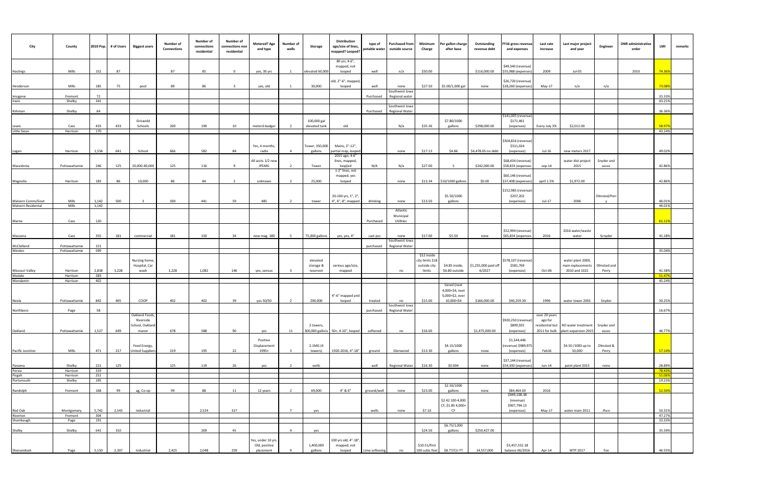| City | County | 2010 Pop. | # of Users | Biggest users | Number of Connections | Number of connections residential | Number of connections non residential | Metered? Age and type | Number of wells | Storage | Distribution age/size of lines, mapped? Looped? | type of potable water | Purchased from outside source | Minimum Charge | Per gallon charge after base | Outstanding revenue debt | FY16 gross revenue and expenses | Last rate increase | Last major project and year | Engineer | DNR administrative order | LMI | remarks |
|---|---|---|---|---|---|---|---|---|---|---|---|---|---|---|---|---|---|---|---|---|---|---|---|
| Hastings | Mills | 152 | 87 | | 87 | 85 | 0 | yes, 30 yrs | 1 | elevated 60,000 | 80 yrs, 4-6", mapped, not looped | well | n/a | $50.00 | | $116,000.00 | $49,340 (revenue) $55,988 (expenses) | 2009 | Jul-05 | | 2010 | 74.36% | |
| Henderson | Mills | 185 | 75 | pool | 89 | 86 | 3 | yes, old | 1 | 30,000 | old, 2"-6", mapped, looped | well | none | $27.50 | $5.00/1,000 gal | none | $26,720 (revenue) $28,260 (expenses) | May-17 | n/a | n/a | | 73.08% | |
| Imogene | Fremont | 72 | | | | | | | | | | Purchased | Southwest Iowa Regional water | | | | | | | | | 33.33% | |
| Irwin | Shelby | 341 | | | | | | | | | | | | | | | | | | | | 43.21% | |
| Kirkman | Shelby | 64 | | | | | | | | | | Purchased | Southwest Iowa Regional Water | | | | | | | | | 36.36% | |
| Lewis | Cass | 433 | 433 | Griswold Schools | 200 | 190 | 10 | meterd-badger | 2 | 100,000 gal elevated tank | old | | N/a | $35.36 | $7.80/1000 gallons | $298,000.00 | $141,005 (revenue) $171,461 (expenses) | Every July 3% | $2,012.00 | | | 58.97% | |
| Little Sioux | Harrison | 170 | | | | | | | | | | | | | | | | | | | | 43.24% | |
| Logan | Harrison | 1,534 | 641 | School | 666 | 582 | 84 | Yes, 4 months, radio | 4 | Tower, 350,000 gallons | Mains, 2"-12", partial map, looped | | none | $17.13 | $4.86 | $4,478.65 no debt | $304,816 (revenue) $311,024 (expenses) | Jul-16 | new meters 2017 | | | 49.02% | |
| Macedonia | Pottawattamie | 246 | 125 | 20,000-40,000 | 125 | 116 | 9 | All accts 1/2 new IPEARL | 2 | Tower | 2015 age, 4-6" lines, mapped, loop(ed | N/A | N/a | $27.00 | 5 | $242,000.00 | $68,434 (revenue) $58,833 (expenses | sep-14 | water dist project 2015 | Snyder and assoc | | 42.86% | |
| Magnolia | Harrison | 183 | 86 | 10,000 | 86 | 84 | 2 | unknown | 2 | 25,000 | 1-2" lines, not mapped, yes looped | | none | $13.34 | $10/1000 gallons | $0.00 | $60,146 (revenue) $37,408 (expenses) | april 1.5% | $1,972.00 | | | 42.86% | |
| Malvern Comm/Govt | Mills | 1,142 | 500 | 3 | 500 | 441 | 59 | 485 | 2 | tower | 20-100 yrs, 1", 2", 4", 6", 8", mapped | drinking | none | $13.50 | $5.50/1000 gallons | | $152,985 (revenue) $207,202 (expenses) | Jul-17 | 2006 | Olmsted/Perry | | 46.01% | |
| Malvern Residental | Mills | 1,142 | | | | | | | | | | | | | | | | | | | | 46.01% | |
| Marne | Cass | 120 | | | | | | | | | | Purchased | Atlantic Municipal Utilities | | | | | | | | | 61.11% | |
| Massena | Cass | 355 | 181 | commercial | 181 | 150 | 34 | new mag. 180 | 5 | 75,000 gallons | yes, yes, 4" | cast pvc | none | $17.00 | $5.50 | none | $52,994 (revenue) $65,854 (expenses | 2016 | 2016 water/waste water | Scnyder | | 41.18% | |
| McClelland | Pottawattamie | 151 | | | | | | | | | | purchased | Southwest Iowa Regional Water | | | | | | | | | | |
| Minden | Pottawattamie | 599 | | | | | | | | | | | | | | | | | | | | 35.04% | |
| Missouri Valley | Harrison | 2,838 | 1,228 | Nursing home, Hospital, Car wash | 1,228 | 1,082 | 146 | yes, sensus | 3 | elevated storage & reservoir | various age/size, mapped | | no | $12 inside city limits $18 outside city limits | $4.85 inside, $6.80 outside | $1,255,000 paid off 6/2027 | $578,107 (revenue) $581,769 (expenses) | Oct-06 | water plant 2009, main replacements 2010 and 1021 | Olmsted and Perry | | 41.58% | |
| Modale | Harrison | 283 | | | | | | | | | | | | | | | | | | | | 51.47% | |
| Mondamin | Harrison | 402 | | | | | | | | | | | | | | | | | | | | 45.24% | |
| Neola | Pottawattamie | 842 | 405 | COOP | 402 | 402 | 39 | yes 50/50 | 2 | 200,000 | 4"-6" mapped and looped | treated | no | $15.00 | tiered (next 4,000=$4, next 5,000=$2, over 10,000=$4 | $166,000.00 | $40,259.30 | 1996 | water tower 2001 | Snyder | | 30.25% | |
| Northboro | Page | 58 | | | | | | | | | | purchased | Southwest Iowa Regional Water | | | | | | | | | 16.67% | |
| Oakland | Pottawattamie | 1,527 | 649 | Oakland Foods, Riverside School, Oakland manor | 678 | 588 | 90 | yes | 11 | 2 towers, 300,000 gallons | 50+, 4-10", looped | softened | no | $16.00 | | $1,475,000.00 | $920,250 (revenue) $899,925 (expenses) | over 20 years ago for residential but 2011 for bulk | RO water treatment plant expansion 2015 | Snyder and assoc | | 46.77% | |
| Pacific Junction | Mills | 471 | 217 | Feed Energy, United Suppliers | 219 | 195 | 22 | Positive Displacement 1995+ | 3 | 2.1MG (4 towers) | 1920-2016, 4"-18" | ground | Glenwood | $13.30 | $4.15/1000 gallons | none | $1,144,446 (revenue) $989,975 (expenses) | Feb16 | $4.50 /1000 up to 10,000 | Olmsted & Perry | | 57.14% | |
| Panama | Shelby | 221 | 125 | | 125 | 119 | 26 | yes | 2 | wells | | well | Regional Water | $16.30 | $0.004 | none | $37,144 (revenue) $54,300 (expenses) | Jun-14 | paint plant 2015 | none | | 28.89% | |
| Persia | Harrison | 319 | | | | | | | | | | | | | | | | | | | | 78.43% | |
| Pisgah | Harrison | 251 | | | | | | | | | | | | | | | | | | | | 51.06% | |
| Portsmouth | Shelby | 195 | | | | | | | | | | | | | | | | | | | | 19.23% | |
| Randolph | Fremont | 168 | 99 | ag, Co-op | 99 | 88 | 11 | 12 years | 2 | 69,000 | 4" & 6" | ground/well | none | $23.00 | $2.50/1000 gallons | none | $84,464.00 | 2016 | | | | 52.50% | |
| Red Oak | Montgomery | 5,742 | 2,543 | industrial | | 2,524 | 317 | | 7 | yes | | wells | none | $7.10 | $2.42 100-4,000 CF, $1.85 4,000+ CF | | $949,108.38 (revenue) $907,794.13 (expenses) | May-17 | water main 2011 | Jfsco | | 50.31% | |
| Riverton | Fremont | 304 | | | | | | | | | | | | | | | | | | | | 47.27% | |
| Shambaugh | Page | 191 | | | | | | | | | | | | | | | | | | | | 33.33% | |
| Shelby | Shelby | 641 | 310 | | | 269 | 45 | | 4 | yes | | | | $24.50 | $6.75/1,000 gallons | $250,427.00 | | | | | | 35.59% | |
| Shenandoah | Page | 5,150 | 2,307 | Industrial | 2,425 | 2,048 | 259 | Yes, under 10 yrs. Old, positive placement | 9 | 1,400,000 gallons | 100 yrs old, 4"-18", mapped, not looped | Lime softening | no | $10.51/first 100 cubic feet | $8.77/CU FT | 14,557,000 | $3,457,552.18 balance 06/2016 | Apr-14 | WTP 2017 | Fox | | 46.55% | |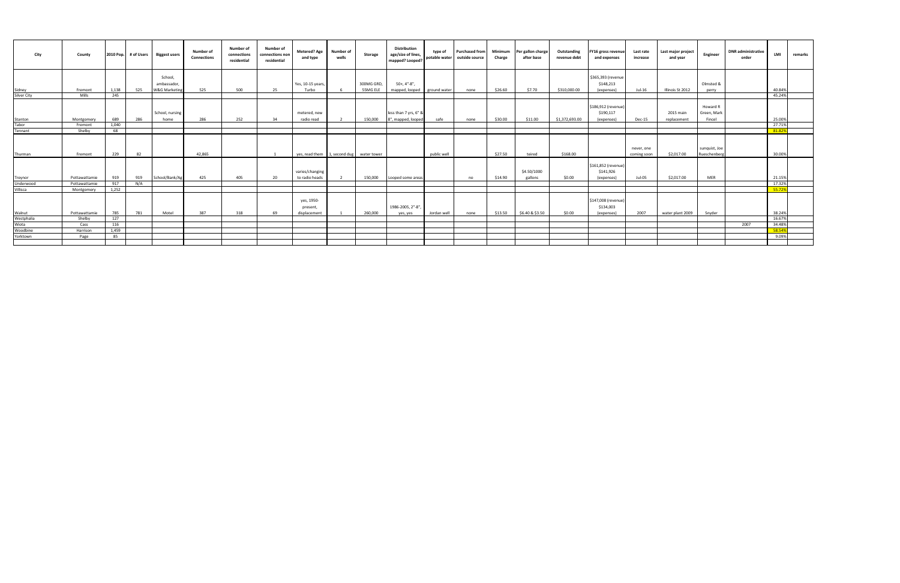| City | County | 2010 Pop. | # of Users | Biggest users | Number of Connections | Number of connections residential | Number of connections non residential | Metered? Age and type | Number of wells | Storage | Distribution age/size of lines, mapped? Looped? | type of potable water | Purchased from outside source | Minimum Charge | Per gallon charge after base | Outstanding revenue debt | FY16 gross revenue and expenses | Last rate increase | Last major project and year | Engineer | DNR administrative order | LMI | remarks |
|---|---|---|---|---|---|---|---|---|---|---|---|---|---|---|---|---|---|---|---|---|---|---|---|
| Sidney | Fremont | 1,138 | 525 | School, ambassador, W&G Marketing | 525 | 500 | 25 | Yes, 10-15 years, Turbo | 6 | 300MG GRD, 55MG ELE | 50+, 4"-8", mapped, looped | ground water | none | $26.60 | $7.70 | $310,000.00 | $365,393 (revenue $148,213 (expenses) | Jul-16 | Illinois St 2012 | Olmsted & perry | | 40.84% | |
| Silver City | Mills | 245 | | | | | | | | | | | | | | | | | | | | 45.24% | |
| Stanton | Montgomery | 689 | 286 | School, nursing home | 286 | 252 | 34 | metered, new radio read | 2 | 150,000 | less than 7 yrs, 6" & 8", mapped, looped | safe | none | $30.00 | $11.00 | $1,372,693.00 | $186,912 (revenue) $190,117 (expenses) | Dec-15 | 2015 main replacement | Howard R Green, Mark Fincel | | 25.00% | |
| Tabor | Fremont | 1,040 | | | | | | | | | | | | | | | | | | | | 27.71% | |
| Tennant | Shelby | 68 | | | | | | | | | | | | | | | | | | | | 81.82% | |
| Thurman | Fremont | 229 | 82 | | 42,865 | | 1 | yes, read them | 1, second dug | water tower | | public well | | $27.50 | teired | $168.00 | | never, one coming soon | $2,017.00 | sunquist, Joe Rueschenberg | | 30.00% | |
| Treynor | Pottawattamie | 919 | 919 | School/Bank/Ag | 425 | 405 | 20 | varies/changing to radio heads | 2 | 150,000 | Looped some areas | | no | $14.90 | $4.50/1000 gallons | $0.00 | $161,852 (revenue) $141,926 (expenses) | Jul-05 | $2,017.00 | MER | | 21.15% | |
| Underwood | Pottawattamie | 917 | N/A | | | | | | | | | | | | | | | | | | | 17.32% | |
| Villisca | Montgomery | 1,252 | | | | | | | | | | | | | | | | | | | | 55.72% | |
| Walnut | Pottawattamie | 785 | 781 | Motel | 387 | 318 | 69 | yes, 1950-present, displacement | 1 | 260,000 | 1986-2005, 2"-8", yes, yes | Jordan well | none | $13.50 | $6.40 & $3.50 | $0.00 | $147,008 (revenue) $134,003 (expenses) | 2007 | water plant 2009 | Snyder | | 38.24% | |
| Westphalia | Shelby | 127 | | | | | | | | | | | | | | | | | | | | 16.67% | |
| Wiota | Cass | 116 | | | | | | | | | | | | | | | | | | | 2007 | 34.48% | |
| Woodbine | Harrison | 1,459 | | | | | | | | | | | | | | | | | | | | 58.54% | |
| Yorktown | Page | 85 | | | | | | | | | | | | | | | | | | | | 9.09% | |